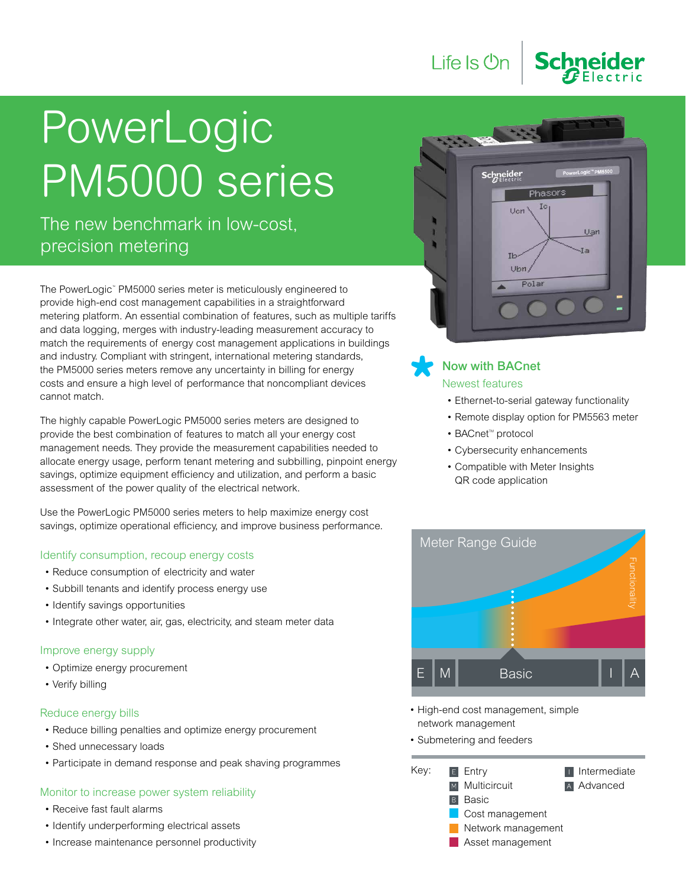Life Is On | Schneider Electric

# PowerLogic PM5000 series

## The new benchmark in low-cost, precision metering

The PowerLogic™ PM5000 series meter is meticulously engineered to provide high-end cost management capabilities in a straightforward metering platform. An essential combination of features, such as multiple tariffs and data logging, merges with industry-leading measurement accuracy to match the requirements of energy cost management applications in buildings and industry. Compliant with stringent, international metering standards, the PM5000 series meters remove any uncertainty in billing for energy costs and ensure a high level of performance that noncompliant devices cannot match.

The highly capable PowerLogic PM5000 series meters are designed to provide the best combination of features to match all your energy cost management needs. They provide the measurement capabilities needed to allocate energy usage, perform tenant metering and subbilling, pinpoint energy savings, optimize equipment efficiency and utilization, and perform a basic assessment of the power quality of the electrical network.

Use the PowerLogic PM5000 series meters to help maximize energy cost savings, optimize operational efficiency, and improve business performance.

### Identify consumption, recoup energy costs

- Reduce consumption of electricity and water
- Subbill tenants and identify process energy use
- Identify savings opportunities
- Integrate other water, air, gas, electricity, and steam meter data

### Improve energy supply

- Optimize energy procurement
- Verify billing

### Reduce energy bills

- Reduce billing penalties and optimize energy procurement
- Shed unnecessary loads
- Participate in demand response and peak shaving programmes

### Monitor to increase power system reliability

- Receive fast fault alarms
- Identify underperforming electrical assets
- Increase maintenance personnel productivity

### Now with BACnet

#### Newest features

- Ethernet-to-serial gateway functionality
- Remote display option for PM5563 meter
- BACnet™ protocol
- Cybersecurity enhancements
- Compatible with Meter Insights QR code application

### Meter Range Guide

E | M | Basic | I | A

Functionality

- High-end cost management, simple network management
- Submetering and feeders

Key:
- E Entry
- M Multicircuit
- B Basic
- I Intermediate
- A Advanced
- Cost management
- Network management
- Asset management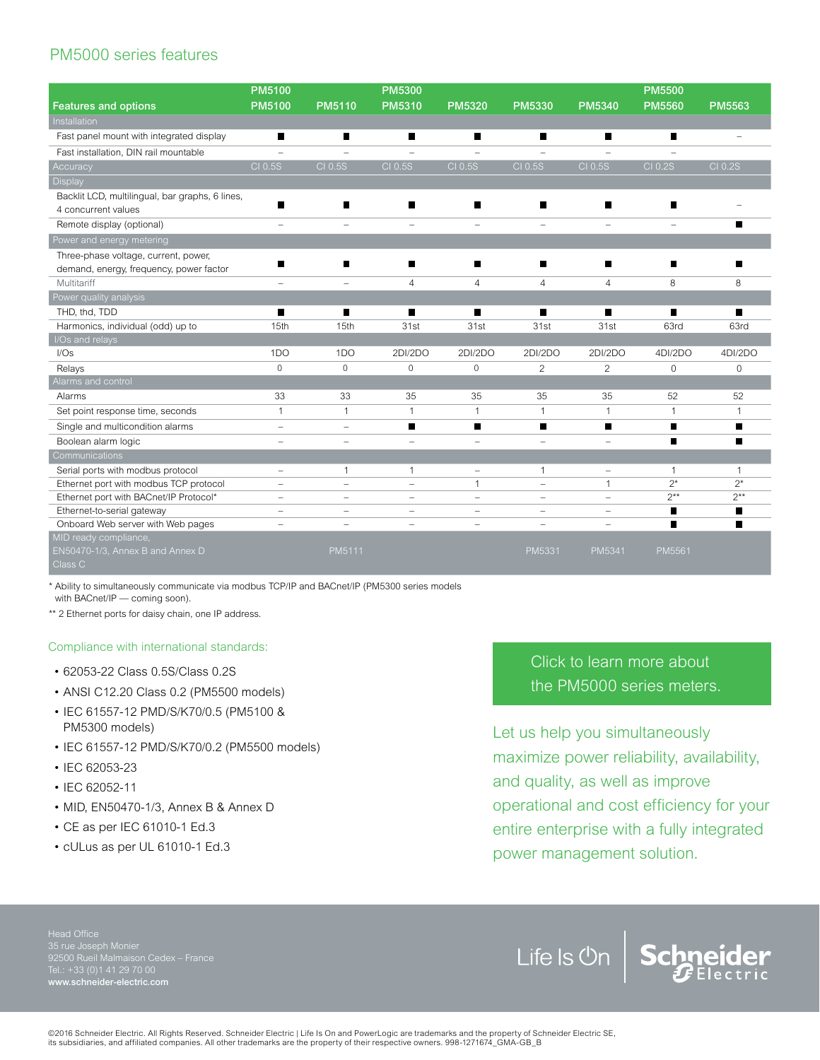## PM5000 series features

| Features and options | PM5100 | | PM5300 | | | | PM5500 | |
|---|---|---|---|---|---|---|---|---|
| | PM5100 | PM5110 | PM5310 | PM5320 | PM5330 | PM5340 | PM5560 | PM5563 |
| **Installation** | | | | | | | | |
| Fast panel mount with integrated display | ■ | ■ | ■ | ■ | ■ | ■ | ■ | – |
| Fast installation, DIN rail mountable | – | – | – | – | – | – | – | |
| **Accuracy** | Cl 0.5S | Cl 0.5S | Cl 0.5S | Cl 0.5S | Cl 0.5S | Cl 0.5S | Cl 0.2S | Cl 0.2S |
| **Display** | | | | | | | | |
| Backlit LCD, multilingual, bar graphs, 6 lines, 4 concurrent values | ■ | ■ | ■ | ■ | ■ | ■ | ■ | – |
| Remote display (optional) | – | – | – | – | – | – | – | ■ |
| **Power and energy metering** | | | | | | | | |
| Three-phase voltage, current, power, demand, energy, frequency, power factor | ■ | ■ | ■ | ■ | ■ | ■ | ■ | ■ |
| Multitariff | – | – | 4 | 4 | 4 | 4 | 8 | 8 |
| **Power quality analysis** | | | | | | | | |
| THD, thd, TDD | ■ | ■ | ■ | ■ | ■ | ■ | ■ | ■ |
| Harmonics, individual (odd) up to | 15th | 15th | 31st | 31st | 31st | 31st | 63rd | 63rd |
| **I/Os and relays** | | | | | | | | |
| I/Os | 1DO | 1DO | 2DI/2DO | 2DI/2DO | 2DI/2DO | 2DI/2DO | 4DI/2DO | 4DI/2DO |
| Relays | 0 | 0 | 0 | 0 | 2 | 2 | 0 | 0 |
| **Alarms and control** | | | | | | | | |
| Alarms | 33 | 33 | 35 | 35 | 35 | 35 | 52 | 52 |
| Set point response time, seconds | 1 | 1 | 1 | 1 | 1 | 1 | 1 | 1 |
| Single and multicondition alarms | – | – | ■ | ■ | ■ | ■ | ■ | ■ |
| Boolean alarm logic | – | – | – | – | – | – | ■ | ■ |
| **Communications** | | | | | | | | |
| Serial ports with modbus protocol | – | 1 | 1 | – | 1 | – | 1 | 1 |
| Ethernet port with modbus TCP protocol | – | – | – | 1 | – | 1 | 2* | 2* |
| Ethernet port with BACnet/IP Protocol* | – | – | – | – | – | – | 2** | 2** |
| Ethernet-to-serial gateway | – | – | – | – | – | – | ■ | ■ |
| Onboard Web server with Web pages | – | – | – | – | – | – | ■ | ■ |
| **MID ready compliance, EN50470-1/3, Annex B and Annex D Class C** | | PM5111 | | | PM5331 | PM5341 | PM5561 | |

\* Ability to simultaneously communicate via modbus TCP/IP and BACnet/IP (PM5300 series models with BACnet/IP — coming soon).

\*\* 2 Ethernet ports for daisy chain, one IP address.

### Compliance with international standards:

- 62053-22 Class 0.5S/Class 0.2S
- ANSI C12.20 Class 0.2 (PM5500 models)
- IEC 61557-12 PMD/S/K70/0.5 (PM5100 & PM5300 models)
- IEC 61557-12 PMD/S/K70/0.2 (PM5500 models)
- IEC 62053-23
- IEC 62052-11
- MID, EN50470-1/3, Annex B & Annex D
- CE as per IEC 61010-1 Ed.3
- cULus as per UL 61010-1 Ed.3

Click to learn more about the PM5000 series meters.

Let us help you simultaneously maximize power reliability, availability, and quality, as well as improve operational and cost efficiency for your entire enterprise with a fully integrated power management solution.

Head Office
35 rue Joseph Monier
92500 Rueil Malmaison Cedex – France
Tel.: +33 (0)1 41 29 70 00
www.schneider-electric.com

Life Is On | Schneider Electric

©2016 Schneider Electric. All Rights Reserved. Schneider Electric | Life Is On and PowerLogic are trademarks and the property of Schneider Electric SE, its subsidiaries, and affiliated companies. All other trademarks are the property of their respective owners. 998-1271674_GMA-GB_B